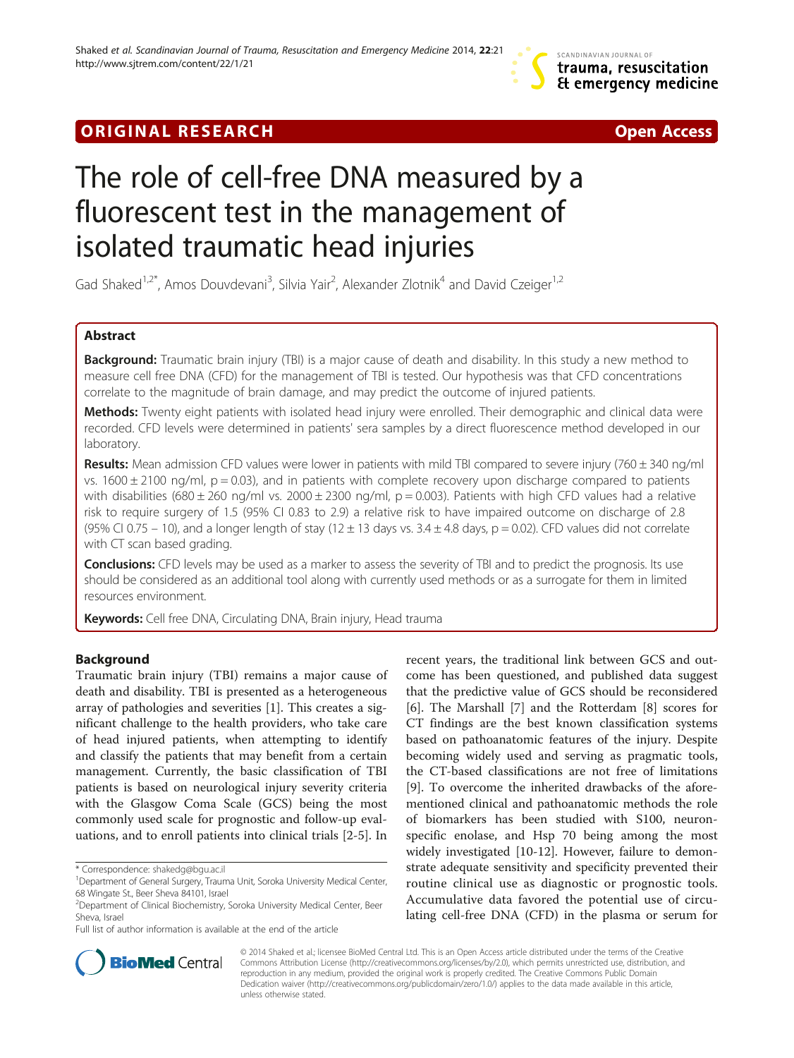**ORIGINAL RESEARCH** **Open Access**

# The role of cell-free DNA measured by a fluorescent test in the management of isolated traumatic head injuries

Gad Shaked[1,2*], Amos Douvdevani[3], Silvia Yair[2], Alexander Zlotnik[4] and David Czeiger[1,2]

## Abstract

**Background:** Traumatic brain injury (TBI) is a major cause of death and disability. In this study a new method to measure cell free DNA (CFD) for the management of TBI is tested. Our hypothesis was that CFD concentrations correlate to the magnitude of brain damage, and may predict the outcome of injured patients.

**Methods:** Twenty eight patients with isolated head injury were enrolled. Their demographic and clinical data were recorded. CFD levels were determined in patients' sera samples by a direct fluorescence method developed in our laboratory.

**Results:** Mean admission CFD values were lower in patients with mild TBI compared to severe injury (760 ± 340 ng/ml vs. 1600 ± 2100 ng/ml, p = 0.03), and in patients with complete recovery upon discharge compared to patients with disabilities (680 ± 260 ng/ml vs. 2000 ± 2300 ng/ml, p = 0.003). Patients with high CFD values had a relative risk to require surgery of 1.5 (95% CI 0.83 to 2.9) a relative risk to have impaired outcome on discharge of 2.8 (95% CI 0.75 – 10), and a longer length of stay (12 ± 13 days vs. 3.4 ± 4.8 days, p = 0.02). CFD values did not correlate with CT scan based grading.

**Conclusions:** CFD levels may be used as a marker to assess the severity of TBI and to predict the prognosis. Its use should be considered as an additional tool along with currently used methods or as a surrogate for them in limited resources environment.

**Keywords:** Cell free DNA, Circulating DNA, Brain injury, Head trauma

## Background

Traumatic brain injury (TBI) remains a major cause of death and disability. TBI is presented as a heterogeneous array of pathologies and severities [1]. This creates a significant challenge to the health providers, who take care of head injured patients, when attempting to identify and classify the patients that may benefit from a certain management. Currently, the basic classification of TBI patients is based on neurological injury severity criteria with the Glasgow Coma Scale (GCS) being the most commonly used scale for prognostic and follow-up evaluations, and to enroll patients into clinical trials [2-5]. In recent years, the traditional link between GCS and outcome has been questioned, and published data suggest that the predictive value of GCS should be reconsidered [6]. The Marshall [7] and the Rotterdam [8] scores for CT findings are the best known classification systems based on pathoanatomic features of the injury. Despite becoming widely used and serving as pragmatic tools, the CT-based classifications are not free of limitations [9]. To overcome the inherited drawbacks of the aforementioned clinical and pathoanatomic methods the role of biomarkers has been studied with S100, neuron-specific enolase, and Hsp 70 being among the most widely investigated [10-12]. However, failure to demonstrate adequate sensitivity and specificity prevented their routine clinical use as diagnostic or prognostic tools. Accumulative data favored the potential use of circulating cell-free DNA (CFD) in the plasma or serum for

\* Correspondence: shakedg@bgu.ac.il
[1]Department of General Surgery, Trauma Unit, Soroka University Medical Center, 68 Wingate St., Beer Sheva 84101, Israel
[2]Department of Clinical Biochemistry, Soroka University Medical Center, Beer Sheva, Israel
Full list of author information is available at the end of the article

© 2014 Shaked et al.; licensee BioMed Central Ltd. This is an Open Access article distributed under the terms of the Creative Commons Attribution License (http://creativecommons.org/licenses/by/2.0), which permits unrestricted use, distribution, and reproduction in any medium, provided the original work is properly credited. The Creative Commons Public Domain Dedication waiver (http://creativecommons.org/publicdomain/zero/1.0/) applies to the data made available in this article, unless otherwise stated.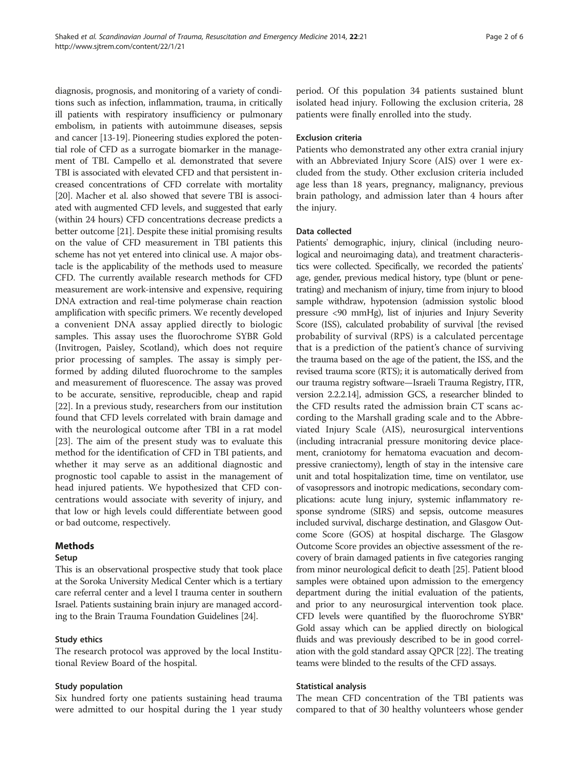diagnosis, prognosis, and monitoring of a variety of conditions such as infection, inflammation, trauma, in critically ill patients with respiratory insufficiency or pulmonary embolism, in patients with autoimmune diseases, sepsis and cancer [13-19]. Pioneering studies explored the potential role of CFD as a surrogate biomarker in the management of TBI. Campello et al. demonstrated that severe TBI is associated with elevated CFD and that persistent increased concentrations of CFD correlate with mortality [20]. Macher et al. also showed that severe TBI is associated with augmented CFD levels, and suggested that early (within 24 hours) CFD concentrations decrease predicts a better outcome [21]. Despite these initial promising results on the value of CFD measurement in TBI patients this scheme has not yet entered into clinical use. A major obstacle is the applicability of the methods used to measure CFD. The currently available research methods for CFD measurement are work-intensive and expensive, requiring DNA extraction and real-time polymerase chain reaction amplification with specific primers. We recently developed a convenient DNA assay applied directly to biologic samples. This assay uses the fluorochrome SYBR Gold (Invitrogen, Paisley, Scotland), which does not require prior processing of samples. The assay is simply performed by adding diluted fluorochrome to the samples and measurement of fluorescence. The assay was proved to be accurate, sensitive, reproducible, cheap and rapid [22]. In a previous study, researchers from our institution found that CFD levels correlated with brain damage and with the neurological outcome after TBI in a rat model [23]. The aim of the present study was to evaluate this method for the identification of CFD in TBI patients, and whether it may serve as an additional diagnostic and prognostic tool capable to assist in the management of head injured patients. We hypothesized that CFD concentrations would associate with severity of injury, and that low or high levels could differentiate between good or bad outcome, respectively.

## Methods

### Setup

This is an observational prospective study that took place at the Soroka University Medical Center which is a tertiary care referral center and a level I trauma center in southern Israel. Patients sustaining brain injury are managed according to the Brain Trauma Foundation Guidelines [24].

### Study ethics

The research protocol was approved by the local Institutional Review Board of the hospital.

### Study population

Six hundred forty one patients sustaining head trauma were admitted to our hospital during the 1 year study period. Of this population 34 patients sustained blunt isolated head injury. Following the exclusion criteria, 28 patients were finally enrolled into the study.

### Exclusion criteria

Patients who demonstrated any other extra cranial injury with an Abbreviated Injury Score (AIS) over 1 were excluded from the study. Other exclusion criteria included age less than 18 years, pregnancy, malignancy, previous brain pathology, and admission later than 4 hours after the injury.

### Data collected

Patients' demographic, injury, clinical (including neurological and neuroimaging data), and treatment characteristics were collected. Specifically, we recorded the patients' age, gender, previous medical history, type (blunt or penetrating) and mechanism of injury, time from injury to blood sample withdraw, hypotension (admission systolic blood pressure <90 mmHg), list of injuries and Injury Severity Score (ISS), calculated probability of survival [the revised probability of survival (RPS) is a calculated percentage that is a prediction of the patient's chance of surviving the trauma based on the age of the patient, the ISS, and the revised trauma score (RTS); it is automatically derived from our trauma registry software—Israeli Trauma Registry, ITR, version 2.2.2.14], admission GCS, a researcher blinded to the CFD results rated the admission brain CT scans according to the Marshall grading scale and to the Abbreviated Injury Scale (AIS), neurosurgical interventions (including intracranial pressure monitoring device placement, craniotomy for hematoma evacuation and decompressive craniectomy), length of stay in the intensive care unit and total hospitalization time, time on ventilator, use of vasopressors and inotropic medications, secondary complications: acute lung injury, systemic inflammatory response syndrome (SIRS) and sepsis, outcome measures included survival, discharge destination, and Glasgow Outcome Score (GOS) at hospital discharge. The Glasgow Outcome Score provides an objective assessment of the recovery of brain damaged patients in five categories ranging from minor neurological deficit to death [25]. Patient blood samples were obtained upon admission to the emergency department during the initial evaluation of the patients, and prior to any neurosurgical intervention took place. CFD levels were quantified by the fluorochrome SYBR® Gold assay which can be applied directly on biological fluids and was previously described to be in good correlation with the gold standard assay QPCR [22]. The treating teams were blinded to the results of the CFD assays.

### Statistical analysis

The mean CFD concentration of the TBI patients was compared to that of 30 healthy volunteers whose gender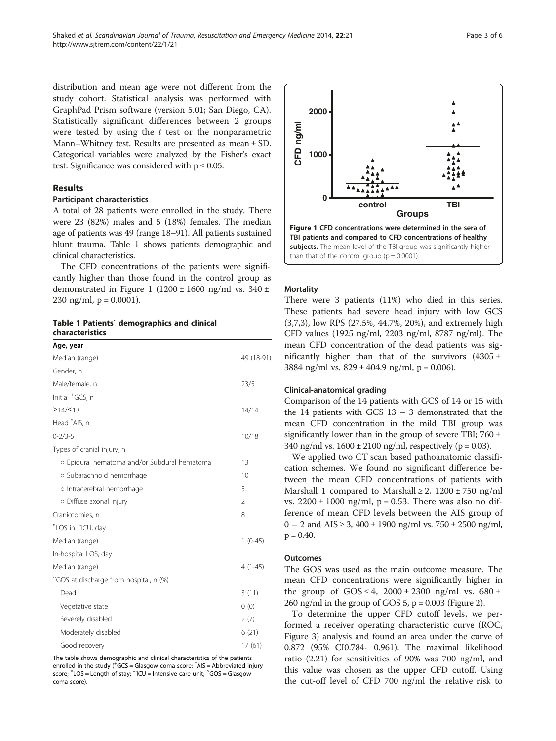distribution and mean age were not different from the study cohort. Statistical analysis was performed with GraphPad Prism software (version 5.01; San Diego, CA). Statistically significant differences between 2 groups were tested by using the *t* test or the nonparametric Mann–Whitney test. Results are presented as mean ± SD. Categorical variables were analyzed by the Fisher's exact test. Significance was considered with $p \leq 0.05$.

## Results

### Participant characteristics

A total of 28 patients were enrolled in the study. There were 23 (82%) males and 5 (18%) females. The median age of patients was 49 (range 18–91). All patients sustained blunt trauma. Table 1 shows patients demographic and clinical characteristics.

The CFD concentrations of the patients were significantly higher than those found in the control group as demonstrated in Figure 1 (1200 ± 1600 ng/ml vs. 340 ± 230 ng/ml, p = 0.0001).

**Table 1 Patients` demographics and clinical characteristics**

| Age, year | |
|---|---|
| Median (range) | 49 (18-91) |
| Gender, n | |
| Male/female, n | 23/5 |
| Initial [+]GCS, n | |
| ≥14/≤13 | 14/14 |
| Head [*]AIS, n | |
| 0-2/3-5 | 10/18 |
| Types of cranial injury, n | |
| ○ Epidural hematoma and/or Subdural hematoma | 13 |
| ○ Subarachnoid hemorrhage | 10 |
| ○ Intracerebral hemorrhage | 5 |
| ○ Diffuse axonal injury | 2 |
| Craniotomies, n | 8 |
| [¤]LOS in [∞]ICU, day | |
| Median (range) | 1 (0-45) |
| In-hospital LOS, day | |
| Median (range) | 4 (1-45) |
| [^]GOS at discharge from hospital, n (%) | |
| Dead | 3 (11) |
| Vegetative state | 0 (0) |
| Severely disabled | 2 (7) |
| Moderately disabled | 6 (21) |
| Good recovery | 17 (61) |

The table shows demographic and clinical characteristics of the patients enrolled in the study ([+]GCS = Glasgow coma score; [*]AIS = Abbreviated injury score; [¤]LOS = Length of stay; [∞]ICU = Intensive care unit; [^]GOS = Glasgow coma score).

**Figure 1 CFD concentrations were determined in the sera of TBI patients and compared to CFD concentrations of healthy subjects.** The mean level of the TBI group was significantly higher than that of the control group (p = 0.0001).

### Mortality

There were 3 patients (11%) who died in this series. These patients had severe head injury with low GCS (3,7,3), low RPS (27.5%, 44.7%, 20%), and extremely high CFD values (1925 ng/ml, 2203 ng/ml, 8787 ng/ml). The mean CFD concentration of the dead patients was significantly higher than that of the survivors (4305 ± 3884 ng/ml vs. 829 ± 404.9 ng/ml, p = 0.006).

### Clinical-anatomical grading

Comparison of the 14 patients with GCS of 14 or 15 with the 14 patients with GCS 13 – 3 demonstrated that the mean CFD concentration in the mild TBI group was significantly lower than in the group of severe TBI; 760 ± 340 ng/ml vs. 1600 ± 2100 ng/ml, respectively (p = 0.03).

We applied two CT scan based pathoanatomic classification schemes. We found no significant difference between the mean CFD concentrations of patients with Marshall 1 compared to Marshall ≥ 2, 1200 ± 750 ng/ml vs. 2200 ± 1000 ng/ml, p = 0.53. There was also no difference of mean CFD levels between the AIS group of 0 – 2 and AIS ≥ 3, 400 ± 1900 ng/ml vs. 750 ± 2500 ng/ml, p = 0.40.

### Outcomes

The GOS was used as the main outcome measure. The mean CFD concentrations were significantly higher in the group of GOS ≤ 4, 2000 ± 2300 ng/ml vs. 680 ± 260 ng/ml in the group of GOS 5, p = 0.003 (Figure 2).

To determine the upper CFD cutoff levels, we performed a receiver operating characteristic curve (ROC, Figure 3) analysis and found an area under the curve of 0.872 (95% CI0.784- 0.961). The maximal likelihood ratio (2.21) for sensitivities of 90% was 700 ng/ml, and this value was chosen as the upper CFD cutoff. Using the cut-off level of CFD 700 ng/ml the relative risk to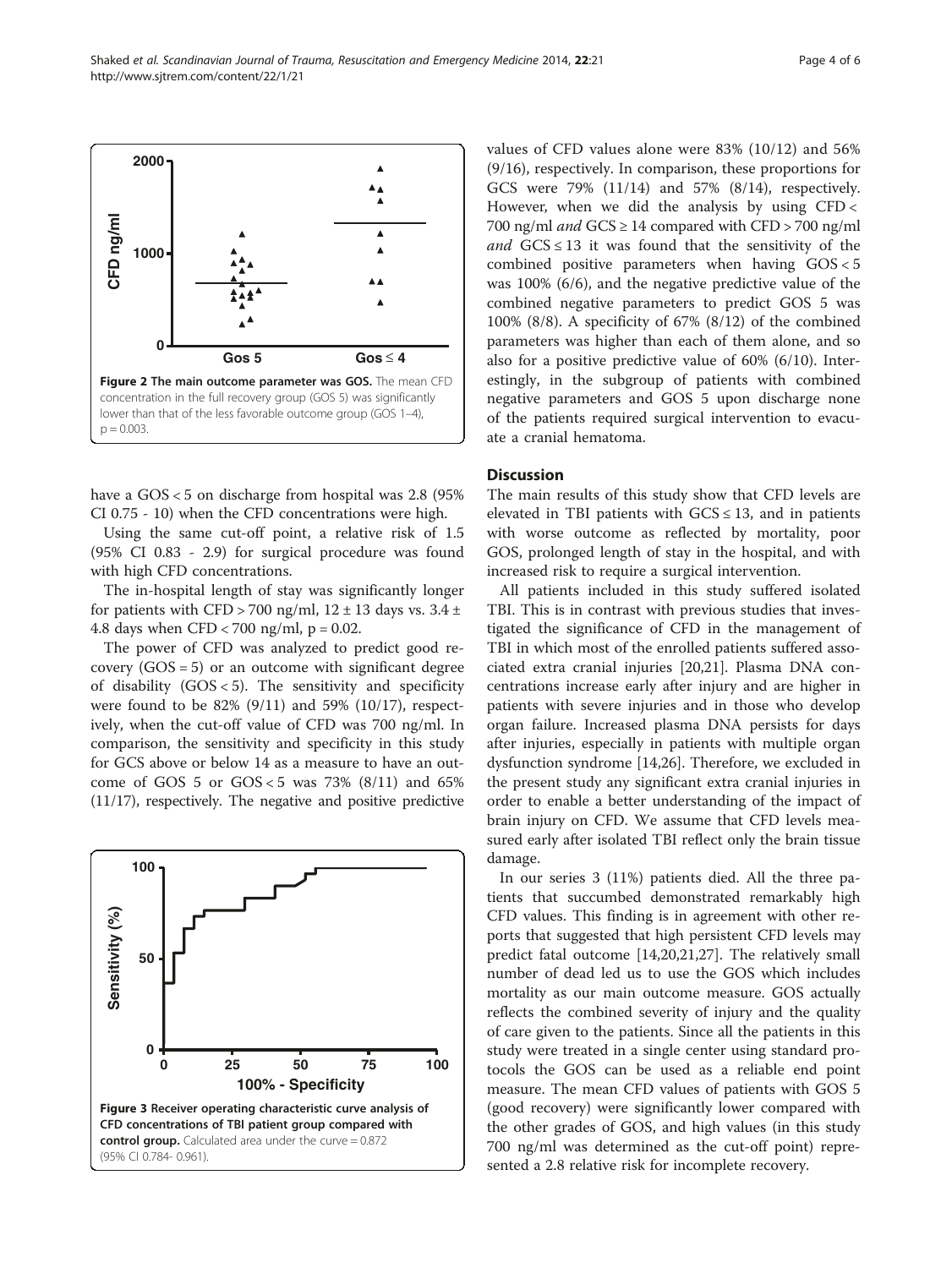Figure 2 The main outcome parameter was GOS. The mean CFD concentration in the full recovery group (GOS 5) was significantly lower than that of the less favorable outcome group (GOS 1–4), p = 0.003.

have a GOS < 5 on discharge from hospital was 2.8 (95% CI 0.75 - 10) when the CFD concentrations were high.

Using the same cut-off point, a relative risk of 1.5 (95% CI 0.83 - 2.9) for surgical procedure was found with high CFD concentrations.

The in-hospital length of stay was significantly longer for patients with CFD > 700 ng/ml, 12 ± 13 days vs. 3.4 ± 4.8 days when CFD < 700 ng/ml, p = 0.02.

The power of CFD was analyzed to predict good recovery (GOS = 5) or an outcome with significant degree of disability (GOS < 5). The sensitivity and specificity were found to be 82% (9/11) and 59% (10/17), respectively, when the cut-off value of CFD was 700 ng/ml. In comparison, the sensitivity and specificity in this study for GCS above or below 14 as a measure to have an outcome of GOS 5 or GOS < 5 was 73% (8/11) and 65% (11/17), respectively. The negative and positive predictive values of CFD values alone were 83% (10/12) and 56% (9/16), respectively. In comparison, these proportions for GCS were 79% (11/14) and 57% (8/14), respectively. However, when we did the analysis by using CFD < 700 ng/ml *and* GCS ≥ 14 compared with CFD > 700 ng/ml *and* GCS ≤ 13 it was found that the sensitivity of the combined positive parameters when having GOS < 5 was 100% (6/6), and the negative predictive value of the combined negative parameters to predict GOS 5 was 100% (8/8). A specificity of 67% (8/12) of the combined parameters was higher than each of them alone, and so also for a positive predictive value of 60% (6/10). Interestingly, in the subgroup of patients with combined negative parameters and GOS 5 upon discharge none of the patients required surgical intervention to evacuate a cranial hematoma.

Figure 3 Receiver operating characteristic curve analysis of CFD concentrations of TBI patient group compared with control group. Calculated area under the curve = 0.872 (95% CI 0.784- 0.961).

## Discussion

The main results of this study show that CFD levels are elevated in TBI patients with GCS ≤ 13, and in patients with worse outcome as reflected by mortality, poor GOS, prolonged length of stay in the hospital, and with increased risk to require a surgical intervention.

All patients included in this study suffered isolated TBI. This is in contrast with previous studies that investigated the significance of CFD in the management of TBI in which most of the enrolled patients suffered associated extra cranial injuries [20,21]. Plasma DNA concentrations increase early after injury and are higher in patients with severe injuries and in those who develop organ failure. Increased plasma DNA persists for days after injuries, especially in patients with multiple organ dysfunction syndrome [14,26]. Therefore, we excluded in the present study any significant extra cranial injuries in order to enable a better understanding of the impact of brain injury on CFD. We assume that CFD levels measured early after isolated TBI reflect only the brain tissue damage.

In our series 3 (11%) patients died. All the three patients that succumbed demonstrated remarkably high CFD values. This finding is in agreement with other reports that suggested that high persistent CFD levels may predict fatal outcome [14,20,21,27]. The relatively small number of dead led us to use the GOS which includes mortality as our main outcome measure. GOS actually reflects the combined severity of injury and the quality of care given to the patients. Since all the patients in this study were treated in a single center using standard protocols the GOS can be used as a reliable end point measure. The mean CFD values of patients with GOS 5 (good recovery) were significantly lower compared with the other grades of GOS, and high values (in this study 700 ng/ml was determined as the cut-off point) represented a 2.8 relative risk for incomplete recovery.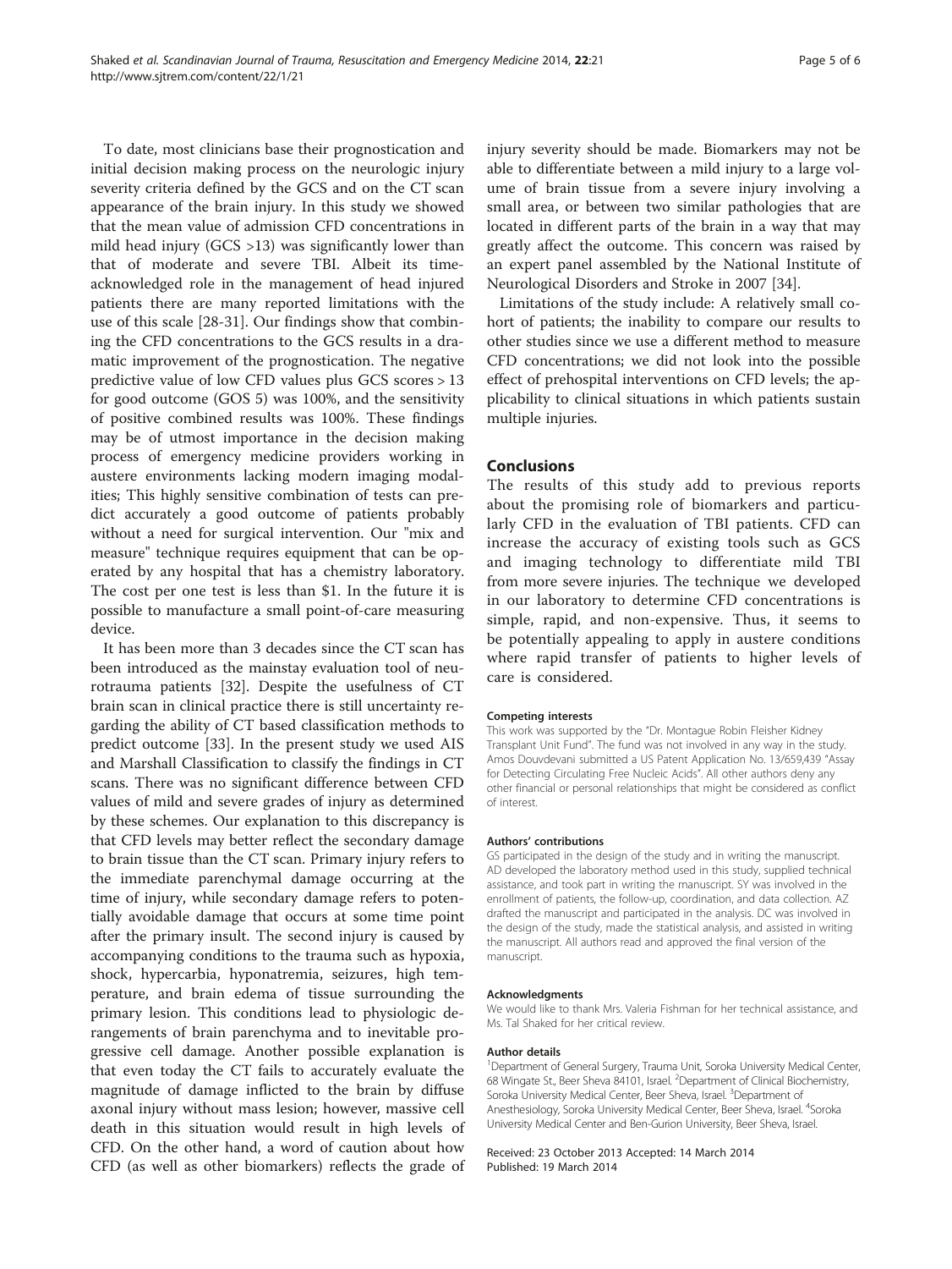To date, most clinicians base their prognostication and initial decision making process on the neurologic injury severity criteria defined by the GCS and on the CT scan appearance of the brain injury. In this study we showed that the mean value of admission CFD concentrations in mild head injury (GCS >13) was significantly lower than that of moderate and severe TBI. Albeit its time-acknowledged role in the management of head injured patients there are many reported limitations with the use of this scale [28-31]. Our findings show that combining the CFD concentrations to the GCS results in a dramatic improvement of the prognostication. The negative predictive value of low CFD values plus GCS scores > 13 for good outcome (GOS 5) was 100%, and the sensitivity of positive combined results was 100%. These findings may be of utmost importance in the decision making process of emergency medicine providers working in austere environments lacking modern imaging modalities; This highly sensitive combination of tests can predict accurately a good outcome of patients probably without a need for surgical intervention. Our "mix and measure" technique requires equipment that can be operated by any hospital that has a chemistry laboratory. The cost per one test is less than $1. In the future it is possible to manufacture a small point-of-care measuring device.

It has been more than 3 decades since the CT scan has been introduced as the mainstay evaluation tool of neurotrauma patients [32]. Despite the usefulness of CT brain scan in clinical practice there is still uncertainty regarding the ability of CT based classification methods to predict outcome [33]. In the present study we used AIS and Marshall Classification to classify the findings in CT scans. There was no significant difference between CFD values of mild and severe grades of injury as determined by these schemes. Our explanation to this discrepancy is that CFD levels may better reflect the secondary damage to brain tissue than the CT scan. Primary injury refers to the immediate parenchymal damage occurring at the time of injury, while secondary damage refers to potentially avoidable damage that occurs at some time point after the primary insult. The second injury is caused by accompanying conditions to the trauma such as hypoxia, shock, hypercarbia, hyponatremia, seizures, high temperature, and brain edema of tissue surrounding the primary lesion. This conditions lead to physiologic derangements of brain parenchyma and to inevitable progressive cell damage. Another possible explanation is that even today the CT fails to accurately evaluate the magnitude of damage inflicted to the brain by diffuse axonal injury without mass lesion; however, massive cell death in this situation would result in high levels of CFD. On the other hand, a word of caution about how CFD (as well as other biomarkers) reflects the grade of injury severity should be made. Biomarkers may not be able to differentiate between a mild injury to a large volume of brain tissue from a severe injury involving a small area, or between two similar pathologies that are located in different parts of the brain in a way that may greatly affect the outcome. This concern was raised by an expert panel assembled by the National Institute of Neurological Disorders and Stroke in 2007 [34].

Limitations of the study include: A relatively small cohort of patients; the inability to compare our results to other studies since we use a different method to measure CFD concentrations; we did not look into the possible effect of prehospital interventions on CFD levels; the applicability to clinical situations in which patients sustain multiple injuries.

## Conclusions

The results of this study add to previous reports about the promising role of biomarkers and particularly CFD in the evaluation of TBI patients. CFD can increase the accuracy of existing tools such as GCS and imaging technology to differentiate mild TBI from more severe injuries. The technique we developed in our laboratory to determine CFD concentrations is simple, rapid, and non-expensive. Thus, it seems to be potentially appealing to apply in austere conditions where rapid transfer of patients to higher levels of care is considered.

#### Competing interests

This work was supported by the "Dr. Montague Robin Fleisher Kidney Transplant Unit Fund". The fund was not involved in any way in the study. Amos Douvdevani submitted a US Patent Application No. 13/659,439 "Assay for Detecting Circulating Free Nucleic Acids". All other authors deny any other financial or personal relationships that might be considered as conflict of interest.

#### Authors' contributions

GS participated in the design of the study and in writing the manuscript. AD developed the laboratory method used in this study, supplied technical assistance, and took part in writing the manuscript. SY was involved in the enrollment of patients, the follow-up, coordination, and data collection. AZ drafted the manuscript and participated in the analysis. DC was involved in the design of the study, made the statistical analysis, and assisted in writing the manuscript. All authors read and approved the final version of the manuscript.

#### Acknowledgments

We would like to thank Mrs. Valeria Fishman for her technical assistance, and Ms. Tal Shaked for her critical review.

#### Author details

[1]Department of General Surgery, Trauma Unit, Soroka University Medical Center, 68 Wingate St., Beer Sheva 84101, Israel. [2]Department of Clinical Biochemistry, Soroka University Medical Center, Beer Sheva, Israel. [3]Department of Anesthesiology, Soroka University Medical Center, Beer Sheva, Israel. [4]Soroka University Medical Center and Ben-Gurion University, Beer Sheva, Israel.

Received: 23 October 2013 Accepted: 14 March 2014
Published: 19 March 2014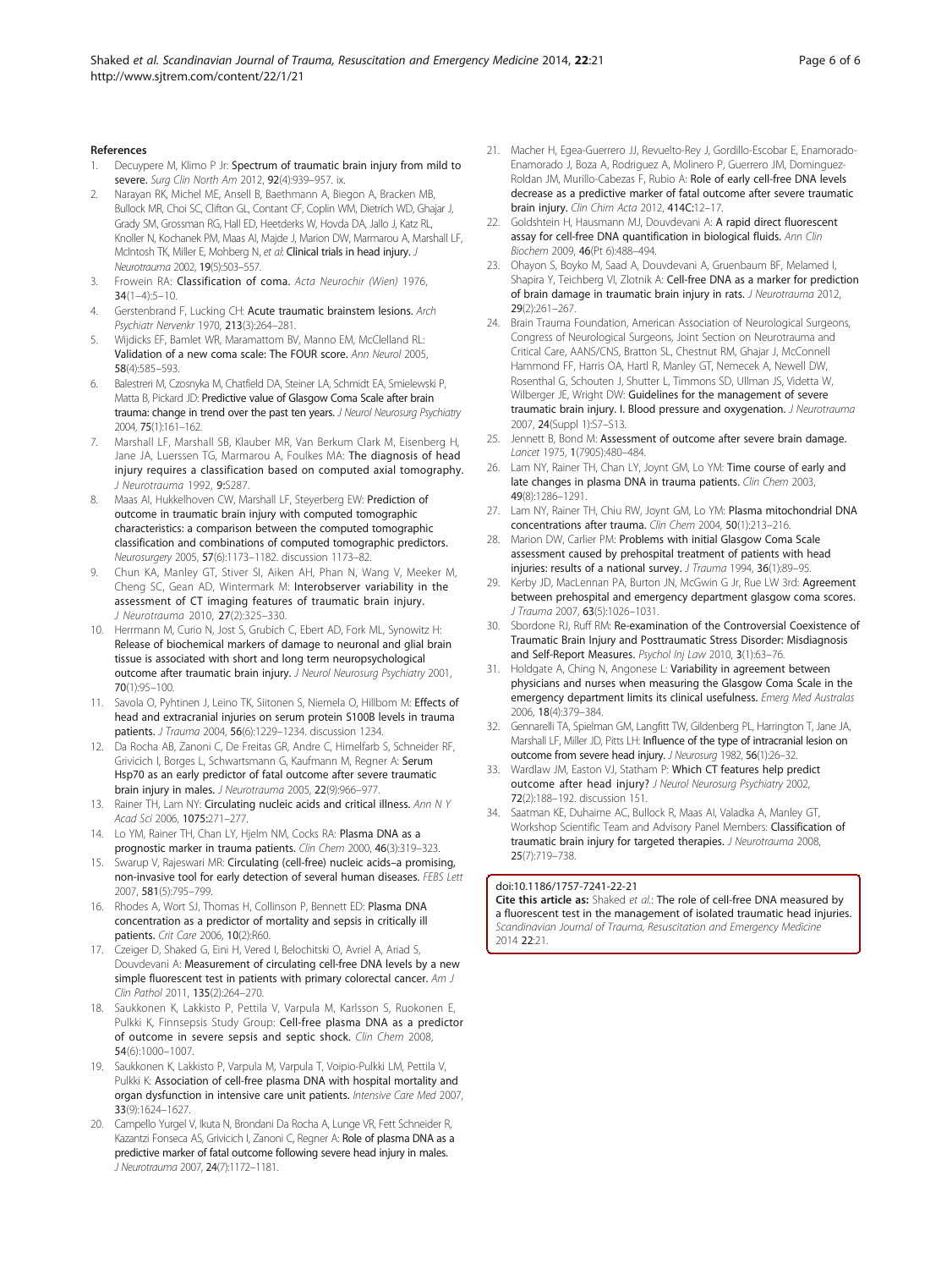## References

1. Decuypere M, Klimo P Jr: **Spectrum of traumatic brain injury from mild to severe.** *Surg Clin North Am* 2012, **92**(4):939–957. ix.
2. Narayan RK, Michel ME, Ansell B, Baethmann A, Biegon A, Bracken MB, Bullock MR, Choi SC, Clifton GL, Contant CF, Coplin WM, Dietrich WD, Ghajar J, Grady SM, Grossman RG, Hall ED, Heetderks W, Hovda DA, Jallo J, Katz RL, Knoller N, Kochanek PM, Maas AI, Majde J, Marion DW, Marmarou A, Marshall LF, McIntosh TK, Miller E, Mohberg N, *et al*: **Clinical trials in head injury.** *J Neurotrauma* 2002, **19**(5):503–557.
3. Frowein RA: **Classification of coma.** *Acta Neurochir (Wien)* 1976, **34**(1–4):5–10.
4. Gerstenbrand F, Lucking CH: **Acute traumatic brainstem lesions.** *Arch Psychiatr Nervenkr* 1970, **213**(3):264–281.
5. Wijdicks EF, Bamlet WR, Maramattom BV, Manno EM, McClelland RL: **Validation of a new coma scale: The FOUR score.** *Ann Neurol* 2005, **58**(4):585–593.
6. Balestreri M, Czosnyka M, Chatfield DA, Steiner LA, Schmidt EA, Smielewski P, Matta B, Pickard JD: **Predictive value of Glasgow Coma Scale after brain trauma: change in trend over the past ten years.** *J Neurol Neurosurg Psychiatry* 2004, **75**(1):161–162.
7. Marshall LF, Marshall SB, Klauber MR, Van Berkum Clark M, Eisenberg H, Jane JA, Luerssen TG, Marmarou A, Foulkes MA: **The diagnosis of head injury requires a classification based on computed axial tomography.** *J Neurotrauma* 1992, **9**:S287.
8. Maas AI, Hukkelhoven CW, Marshall LF, Steyerberg EW: **Prediction of outcome in traumatic brain injury with computed tomographic characteristics: a comparison between the computed tomographic classification and combinations of computed tomographic predictors.** *Neurosurgery* 2005, **57**(6):1173–1182. discussion 1173–82.
9. Chun KA, Manley GT, Stiver SI, Aiken AH, Phan N, Wang V, Meeker M, Cheng SC, Gean AD, Wintermark M: **Interobserver variability in the assessment of CT imaging features of traumatic brain injury.** *J Neurotrauma* 2010, **27**(2):325–330.
10. Herrmann M, Curio N, Jost S, Grubich C, Ebert AD, Fork ML, Synowitz H: **Release of biochemical markers of damage to neuronal and glial brain tissue is associated with short and long term neuropsychological outcome after traumatic brain injury.** *J Neurol Neurosurg Psychiatry* 2001, **70**(1):95–100.
11. Savola O, Pyhtinen J, Leino TK, Siitonen S, Niemela O, Hillbom M: **Effects of head and extracranial injuries on serum protein S100B levels in trauma patients.** *J Trauma* 2004, **56**(6):1229–1234. discussion 1234.
12. Da Rocha AB, Zanoni C, De Freitas GR, Andre C, Himelfarb S, Schneider RF, Grivicich I, Borges L, Schwartsmann G, Kaufmann M, Regner A: **Serum Hsp70 as an early predictor of fatal outcome after severe traumatic brain injury in males.** *J Neurotrauma* 2005, **22**(9):966–977.
13. Rainer TH, Lam NY: **Circulating nucleic acids and critical illness.** *Ann N Y Acad Sci* 2006, **1075**:271–277.
14. Lo YM, Rainer TH, Chan LY, Hjelm NM, Cocks RA: **Plasma DNA as a prognostic marker in trauma patients.** *Clin Chem* 2000, **46**(3):319–323.
15. Swarup V, Rajeswari MR: **Circulating (cell-free) nucleic acids–a promising, non-invasive tool for early detection of several human diseases.** *FEBS Lett* 2007, **581**(5):795–799.
16. Rhodes A, Wort SJ, Thomas H, Collinson P, Bennett ED: **Plasma DNA concentration as a predictor of mortality and sepsis in critically ill patients.** *Crit Care* 2006, **10**(2):R60.
17. Czeiger D, Shaked G, Eini H, Vered I, Belochitski O, Avriel A, Ariad S, Douvdevani A: **Measurement of circulating cell-free DNA levels by a new simple fluorescent test in patients with primary colorectal cancer.** *Am J Clin Pathol* 2011, **135**(2):264–270.
18. Saukkonen K, Lakkisto P, Pettila V, Varpula M, Karlsson S, Ruokonen E, Pulkki K, Finnsepsis Study Group: **Cell-free plasma DNA as a predictor of outcome in severe sepsis and septic shock.** *Clin Chem* 2008, **54**(6):1000–1007.
19. Saukkonen K, Lakkisto P, Varpula M, Varpula T, Voipio-Pulkki LM, Pettila V, Pulkki K: **Association of cell-free plasma DNA with hospital mortality and organ dysfunction in intensive care unit patients.** *Intensive Care Med* 2007, **33**(9):1624–1627.
20. Campello Yurgel V, Ikuta N, Brondani Da Rocha A, Lunge VR, Fett Schneider R, Kazantzi Fonseca AS, Grivicich I, Zanoni C, Regner A: **Role of plasma DNA as a predictive marker of fatal outcome following severe head injury in males.** *J Neurotrauma* 2007, **24**(7):1172–1181.
21. Macher H, Egea-Guerrero JJ, Revuelto-Rey J, Gordillo-Escobar E, Enamorado-Enamorado J, Boza A, Rodriguez A, Molinero P, Guerrero JM, Dominguez-Roldan JM, Murillo-Cabezas F, Rubio A: **Role of early cell-free DNA levels decrease as a predictive marker of fatal outcome after severe traumatic brain injury.** *Clin Chim Acta* 2012, **414C**:12–17.
22. Goldshtein H, Hausmann MJ, Douvdevani A: **A rapid direct fluorescent assay for cell-free DNA quantification in biological fluids.** *Ann Clin Biochem* 2009, **46**(Pt 6):488–494.
23. Ohayon S, Boyko M, Saad A, Douvdevani A, Gruenbaum BF, Melamed I, Shapira Y, Teichberg VI, Zlotnik A: **Cell-free DNA as a marker for prediction of brain damage in traumatic brain injury in rats.** *J Neurotrauma* 2012, **29**(2):261–267.
24. Brain Trauma Foundation, American Association of Neurological Surgeons, Congress of Neurological Surgeons, Joint Section on Neurotrauma and Critical Care, AANS/CNS, Bratton SL, Chestnut RM, Ghajar J, McConnell Hammond FF, Harris OA, Hartl R, Manley GT, Nemecek A, Newell DW, Rosenthal G, Schouten J, Shutter L, Timmons SD, Ullman JS, Videtta W, Wilberger JE, Wright DW: **Guidelines for the management of severe traumatic brain injury. I. Blood pressure and oxygenation.** *J Neurotrauma* 2007, **24**(Suppl 1):S7–S13.
25. Jennett B, Bond M: **Assessment of outcome after severe brain damage.** *Lancet* 1975, **1**(7905):480–484.
26. Lam NY, Rainer TH, Chan LY, Joynt GM, Lo YM: **Time course of early and late changes in plasma DNA in trauma patients.** *Clin Chem* 2003, **49**(8):1286–1291.
27. Lam NY, Rainer TH, Chiu RW, Joynt GM, Lo YM: **Plasma mitochondrial DNA concentrations after trauma.** *Clin Chem* 2004, **50**(1):213–216.
28. Marion DW, Carlier PM: **Problems with initial Glasgow Coma Scale assessment caused by prehospital treatment of patients with head injuries: results of a national survey.** *J Trauma* 1994, **36**(1):89–95.
29. Kerby JD, MacLennan PA, Burton JN, McGwin G Jr, Rue LW 3rd: **Agreement between prehospital and emergency department glasgow coma scores.** *J Trauma* 2007, **63**(5):1026–1031.
30. Sbordone RJ, Ruff RM: **Re-examination of the Controversial Coexistence of Traumatic Brain Injury and Posttraumatic Stress Disorder: Misdiagnosis and Self-Report Measures.** *Psychol Inj Law* 2010, **3**(1):63–76.
31. Holdgate A, Ching N, Angonese L: **Variability in agreement between physicians and nurses when measuring the Glasgow Coma Scale in the emergency department limits its clinical usefulness.** *Emerg Med Australas* 2006, **18**(4):379–384.
32. Gennarelli TA, Spielman GM, Langfitt TW, Gildenberg PL, Harrington T, Jane JA, Marshall LF, Miller JD, Pitts LH: **Influence of the type of intracranial lesion on outcome from severe head injury.** *J Neurosurg* 1982, **56**(1):26–32.
33. Wardlaw JM, Easton VJ, Statham P: **Which CT features help predict outcome after head injury?** *J Neurol Neurosurg Psychiatry* 2002, **72**(2):188–192. discussion 151.
34. Saatman KE, Duhaime AC, Bullock R, Maas AI, Valadka A, Manley GT, Workshop Scientific Team and Advisory Panel Members: **Classification of traumatic brain injury for targeted therapies.** *J Neurotrauma* 2008, **25**(7):719–738.

doi:10.1186/1757-7241-22-21

**Cite this article as:** Shaked *et al.*: The role of cell-free DNA measured by a fluorescent test in the management of isolated traumatic head injuries. *Scandinavian Journal of Trauma, Resuscitation and Emergency Medicine* 2014 **22**:21.